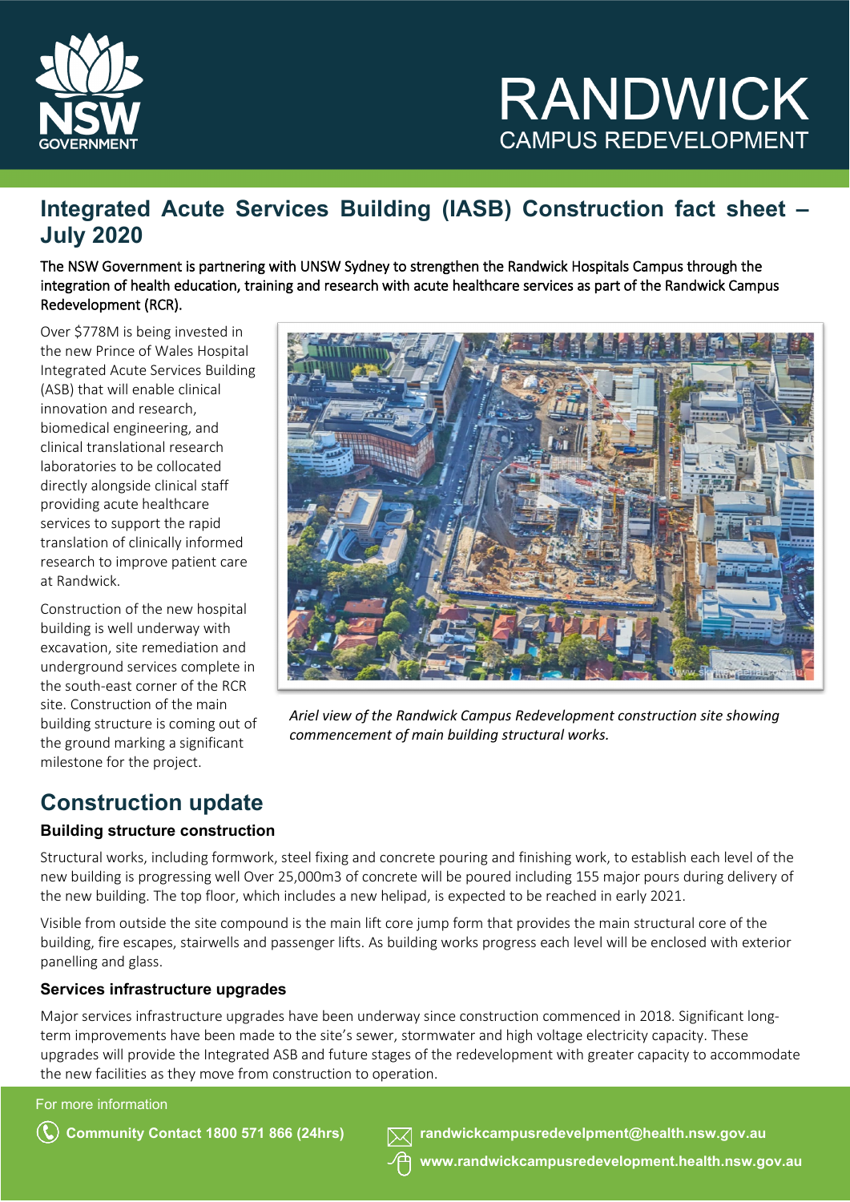RANDWICK
CAMPUS REDEVELOPMENT

# Integrated Acute Services Building (IASB) Construction fact sheet – July 2020

**The NSW Government is partnering with UNSW Sydney to strengthen the Randwick Hospitals Campus through the integration of health education, training and research with acute healthcare services as part of the Randwick Campus Redevelopment (RCR).**

Over $778M is being invested in the new Prince of Wales Hospital Integrated Acute Services Building (ASB) that will enable clinical innovation and research, biomedical engineering, and clinical translational research laboratories to be collocated directly alongside clinical staff providing acute healthcare services to support the rapid translation of clinically informed research to improve patient care at Randwick.

Construction of the new hospital building is well underway with excavation, site remediation and underground services complete in the south-east corner of the RCR site. Construction of the main building structure is coming out of the ground marking a significant milestone for the project.

*Ariel view of the Randwick Campus Redevelopment construction site showing commencement of main building structural works.*

## Construction update

### Building structure construction

Structural works, including formwork, steel fixing and concrete pouring and finishing work, to establish each level of the new building is progressing well Over 25,000m3 of concrete will be poured including 155 major pours during delivery of the new building. The top floor, which includes a new helipad, is expected to be reached in early 2021.

Visible from outside the site compound is the main lift core jump form that provides the main structural core of the building, fire escapes, stairwells and passenger lifts. As building works progress each level will be enclosed with exterior panelling and glass.

### Services infrastructure upgrades

Major services infrastructure upgrades have been underway since construction commenced in 2018. Significant long-term improvements have been made to the site's sewer, stormwater and high voltage electricity capacity. These upgrades will provide the Integrated ASB and future stages of the redevelopment with greater capacity to accommodate the new facilities as they move from construction to operation.

For more information

**Community Contact 1800 571 866 (24hrs)**

**randwickcampusredevelpment@health.nsw.gov.au**

**www.randwickcampusredevelopment.health.nsw.gov.au**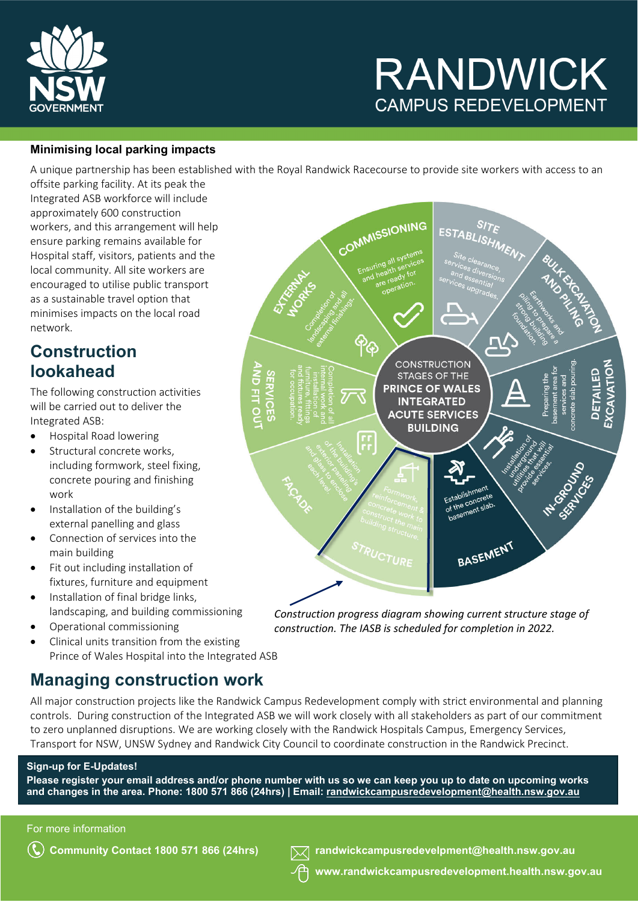# RANDWICK
CAMPUS REDEVELOPMENT

**Minimising local parking impacts**

A unique partnership has been established with the Royal Randwick Racecourse to provide site workers with access to an offsite parking facility. At its peak the Integrated ASB workforce will include approximately 600 construction workers, and this arrangement will help ensure parking remains available for Hospital staff, visitors, patients and the local community. All site workers are encouraged to utilise public transport as a sustainable travel option that minimises impacts on the local road network.

## Construction lookahead

The following construction activities will be carried out to deliver the Integrated ASB:

- Hospital Road lowering
- Structural concrete works, including formwork, steel fixing, concrete pouring and finishing work
- Installation of the building's external panelling and glass
- Connection of services into the main building
- Fit out including installation of fixtures, furniture and equipment
- Installation of final bridge links, landscaping, and building commissioning
- Operational commissioning
- Clinical units transition from the existing Prince of Wales Hospital into the Integrated ASB

CONSTRUCTION STAGES OF THE PRINCE OF WALES INTEGRATED ACUTE SERVICES BUILDING

- **SITE ESTABLISHMENT**: Site clearance, services diversions and essential services upgrades.
- **BULK EXCAVATION AND PILING**: Earthworks and piling to prepare a strong building foundation.
- **DETAILED EXCAVATION**: Preparing the basement area for services and concrete slab pouring.
- **IN-GROUND SERVICES**: Installation of underground utilities that will provide essential services.
- **BASEMENT**: Establishment of the concrete basement slab.
- **STRUCTURE**: Formwork, reinforcement & concrete work to construct the main building structure.
- **FACADE**: Installation of the building's exterior paneling and glass to enclose each level.
- **SERVICES AND FIT OUT**: Completion of all internal work and installation of furniture, fittings and fixtures ready for occupation.
- **EXTERNAL WORKS**: Completion of landscaping and all external finishings.
- **COMMISSIONING**: Ensuring all systems and health services are ready for operation.

*Construction progress diagram showing current structure stage of construction. The IASB is scheduled for completion in 2022.*

## Managing construction work

All major construction projects like the Randwick Campus Redevelopment comply with strict environmental and planning controls. During construction of the Integrated ASB we will work closely with all stakeholders as part of our commitment to zero unplanned disruptions. We are working closely with the Randwick Hospitals Campus, Emergency Services, Transport for NSW, UNSW Sydney and Randwick City Council to coordinate construction in the Randwick Precinct.

**Sign-up for E-Updates!**
**Please register your email address and/or phone number with us so we can keep you up to date on upcoming works and changes in the area. Phone: 1800 571 866 (24hrs) | Email: randwickcampusredevelopment@health.nsw.gov.au**

For more information

**Community Contact 1800 571 866 (24hrs)**

**randwickcampusredevelpment@health.nsw.gov.au**

**www.randwickcampusredevelopment.health.nsw.gov.au**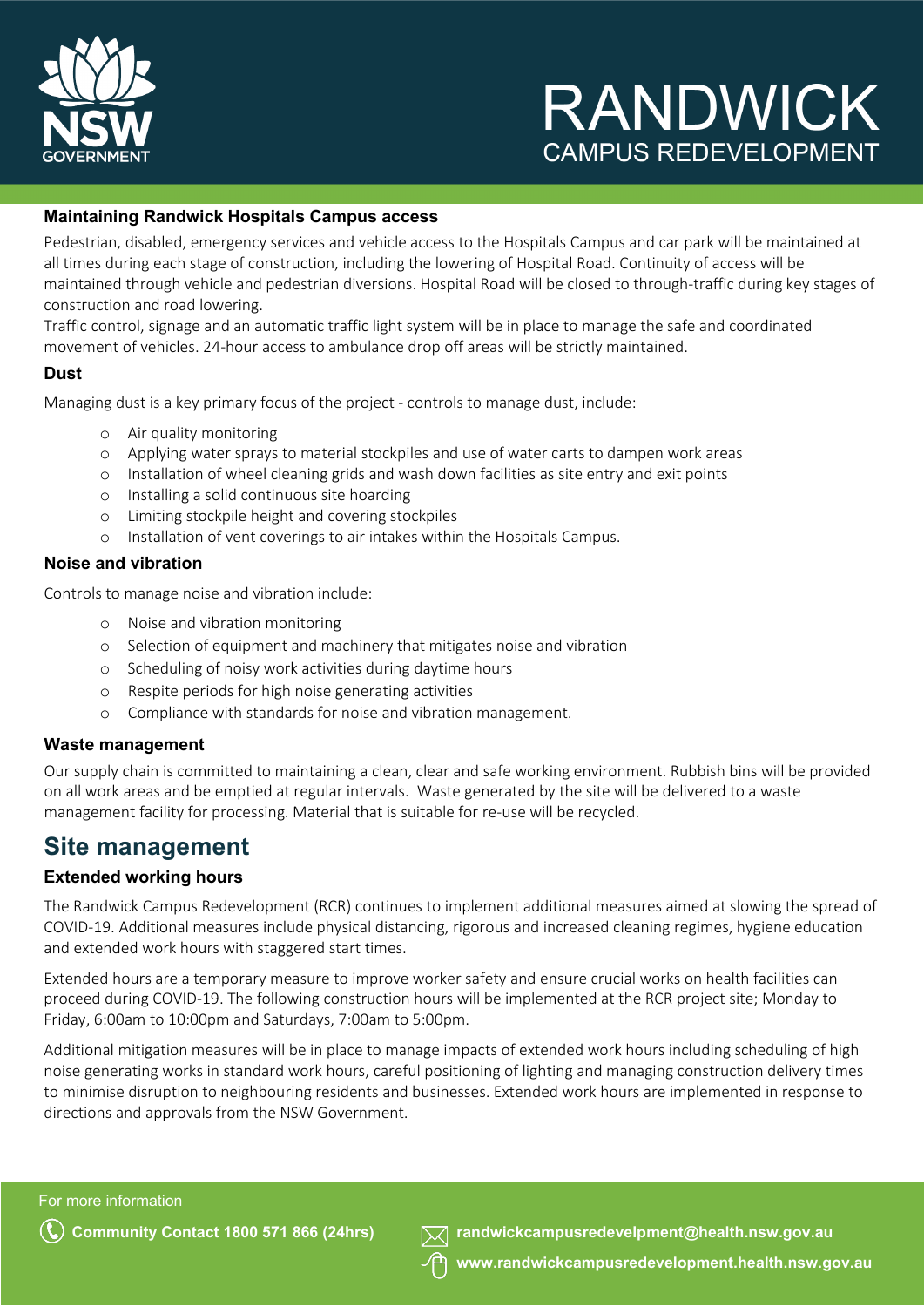### Maintaining Randwick Hospitals Campus access

Pedestrian, disabled, emergency services and vehicle access to the Hospitals Campus and car park will be maintained at all times during each stage of construction, including the lowering of Hospital Road. Continuity of access will be maintained through vehicle and pedestrian diversions. Hospital Road will be closed to through-traffic during key stages of construction and road lowering.

Traffic control, signage and an automatic traffic light system will be in place to manage the safe and coordinated movement of vehicles. 24-hour access to ambulance drop off areas will be strictly maintained.

### Dust

Managing dust is a key primary focus of the project - controls to manage dust, include:

- Air quality monitoring
- Applying water sprays to material stockpiles and use of water carts to dampen work areas
- Installation of wheel cleaning grids and wash down facilities as site entry and exit points
- Installing a solid continuous site hoarding
- Limiting stockpile height and covering stockpiles
- Installation of vent coverings to air intakes within the Hospitals Campus.

### Noise and vibration

Controls to manage noise and vibration include:

- Noise and vibration monitoring
- Selection of equipment and machinery that mitigates noise and vibration
- Scheduling of noisy work activities during daytime hours
- Respite periods for high noise generating activities
- Compliance with standards for noise and vibration management.

### Waste management

Our supply chain is committed to maintaining a clean, clear and safe working environment. Rubbish bins will be provided on all work areas and be emptied at regular intervals. Waste generated by the site will be delivered to a waste management facility for processing. Material that is suitable for re-use will be recycled.

## Site management

### Extended working hours

The Randwick Campus Redevelopment (RCR) continues to implement additional measures aimed at slowing the spread of COVID-19. Additional measures include physical distancing, rigorous and increased cleaning regimes, hygiene education and extended work hours with staggered start times.

Extended hours are a temporary measure to improve worker safety and ensure crucial works on health facilities can proceed during COVID-19. The following construction hours will be implemented at the RCR project site; Monday to Friday, 6:00am to 10:00pm and Saturdays, 7:00am to 5:00pm.

Additional mitigation measures will be in place to manage impacts of extended work hours including scheduling of high noise generating works in standard work hours, careful positioning of lighting and managing construction delivery times to minimise disruption to neighbouring residents and businesses. Extended work hours are implemented in response to directions and approvals from the NSW Government.

For more information

**Community Contact 1800 571 866 (24hrs)**

**randwickcampusredevelpment@health.nsw.gov.au**

**www.randwickcampusredevelopment.health.nsw.gov.au**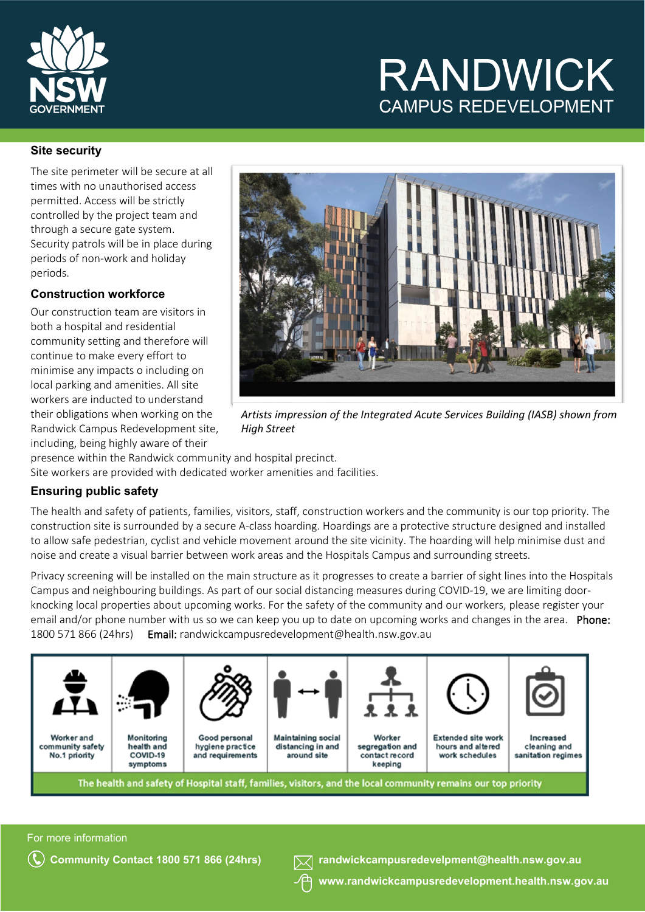## Site security

The site perimeter will be secure at all times with no unauthorised access permitted. Access will be strictly controlled by the project team and through a secure gate system. Security patrols will be in place during periods of non-work and holiday periods.

## Construction workforce

Our construction team are visitors in both a hospital and residential community setting and therefore will continue to make every effort to minimise any impacts o including on local parking and amenities. All site workers are inducted to understand their obligations when working on the Randwick Campus Redevelopment site, including, being highly aware of their presence within the Randwick community and hospital precinct.
Site workers are provided with dedicated worker amenities and facilities.

*Artists impression of the Integrated Acute Services Building (IASB) shown from High Street*

## Ensuring public safety

The health and safety of patients, families, visitors, staff, construction workers and the community is our top priority. The construction site is surrounded by a secure A-class hoarding. Hoardings are a protective structure designed and installed to allow safe pedestrian, cyclist and vehicle movement around the site vicinity. The hoarding will help minimise dust and noise and create a visual barrier between work areas and the Hospitals Campus and surrounding streets.

Privacy screening will be installed on the main structure as it progresses to create a barrier of sight lines into the Hospitals Campus and neighbouring buildings. As part of our social distancing measures during COVID-19, we are limiting door-knocking local properties about upcoming works. For the safety of the community and our workers, please register your email and/or phone number with us so we can keep you up to date on upcoming works and changes in the area. **Phone:** 1800 571 866 (24hrs) **Email:** randwickcampusredevelopment@health.nsw.gov.au

Worker and community safety No.1 priority

Monitoring health and COVID-19 symptoms

Good personal hygiene practice and requirements

Maintaining social distancing in and around site

Worker segregation and contact record keeping

Extended site work hours and altered work schedules

Increased cleaning and sanitation regimes

The health and safety of Hospital staff, families, visitors, and the local community remains our top priority

For more information

**Community Contact 1800 571 866 (24hrs)**

**randwickcampusredevelpment@health.nsw.gov.au**

**www.randwickcampusredevelopment.health.nsw.gov.au**